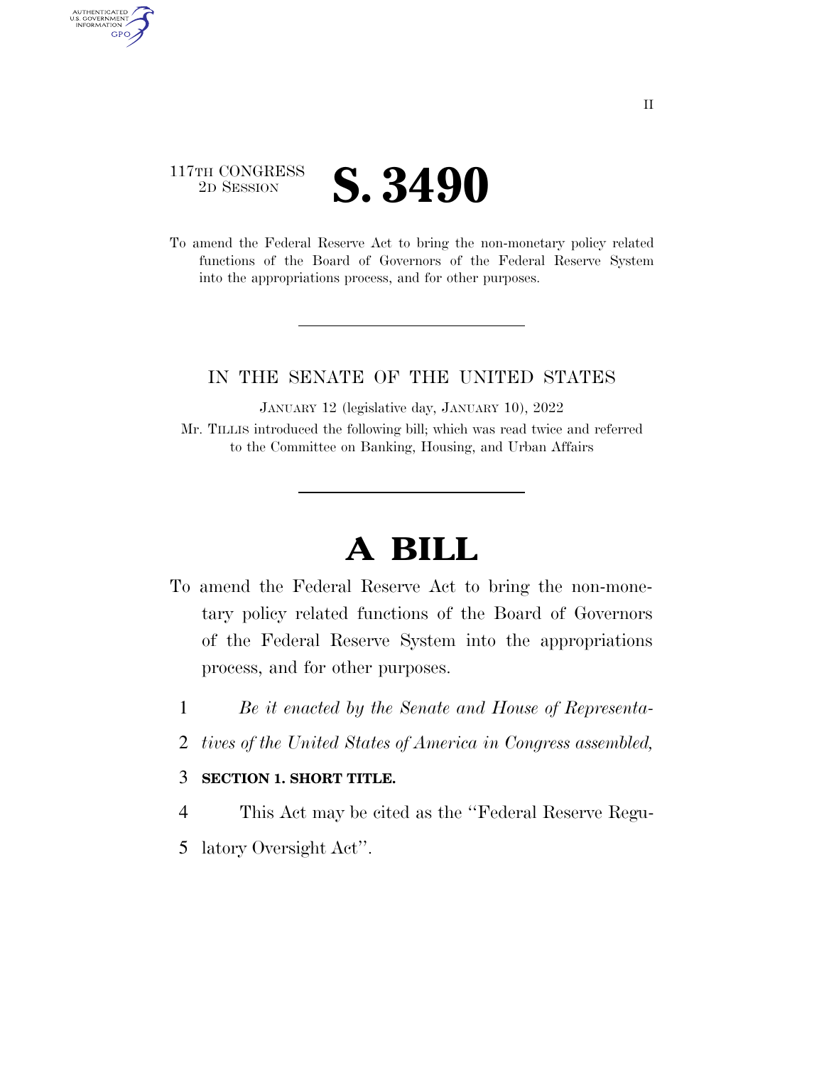117TH CONGRESS
2D SESSION

# S. 3490

To amend the Federal Reserve Act to bring the non-monetary policy related functions of the Board of Governors of the Federal Reserve System into the appropriations process, and for other purposes.

IN THE SENATE OF THE UNITED STATES

JANUARY 12 (legislative day, JANUARY 10), 2022

Mr. TILLIS introduced the following bill; which was read twice and referred to the Committee on Banking, Housing, and Urban Affairs

# A BILL

To amend the Federal Reserve Act to bring the non-monetary policy related functions of the Board of Governors of the Federal Reserve System into the appropriations process, and for other purposes.

1 *Be it enacted by the Senate and House of Representa-*
2 *tives of the United States of America in Congress assembled,*

3 **SECTION 1. SHORT TITLE.**

4 This Act may be cited as the ''Federal Reserve Regu-
5 latory Oversight Act''.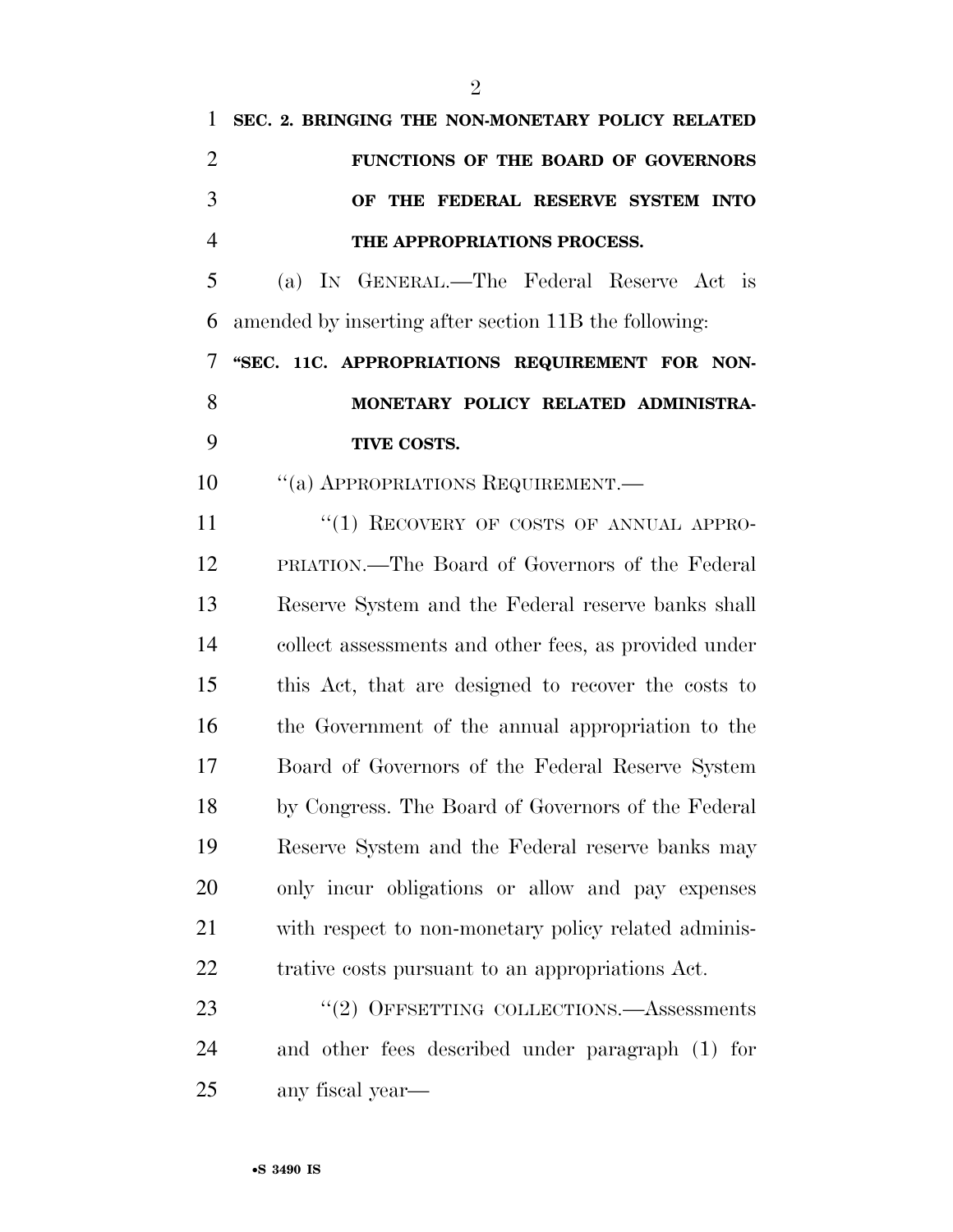## SEC. 2. BRINGING THE NON-MONETARY POLICY RELATED FUNCTIONS OF THE BOARD OF GOVERNORS OF THE FEDERAL RESERVE SYSTEM INTO THE APPROPRIATIONS PROCESS.

(a) IN GENERAL.—The Federal Reserve Act is amended by inserting after section 11B the following:

### "SEC. 11C. APPROPRIATIONS REQUIREMENT FOR NON-MONETARY POLICY RELATED ADMINISTRATIVE COSTS.

"(a) APPROPRIATIONS REQUIREMENT.—

"(1) RECOVERY OF COSTS OF ANNUAL APPROPRIATION.—The Board of Governors of the Federal Reserve System and the Federal reserve banks shall collect assessments and other fees, as provided under this Act, that are designed to recover the costs to the Government of the annual appropriation to the Board of Governors of the Federal Reserve System by Congress. The Board of Governors of the Federal Reserve System and the Federal reserve banks may only incur obligations or allow and pay expenses with respect to non-monetary policy related administrative costs pursuant to an appropriations Act.

"(2) OFFSETTING COLLECTIONS.—Assessments and other fees described under paragraph (1) for any fiscal year—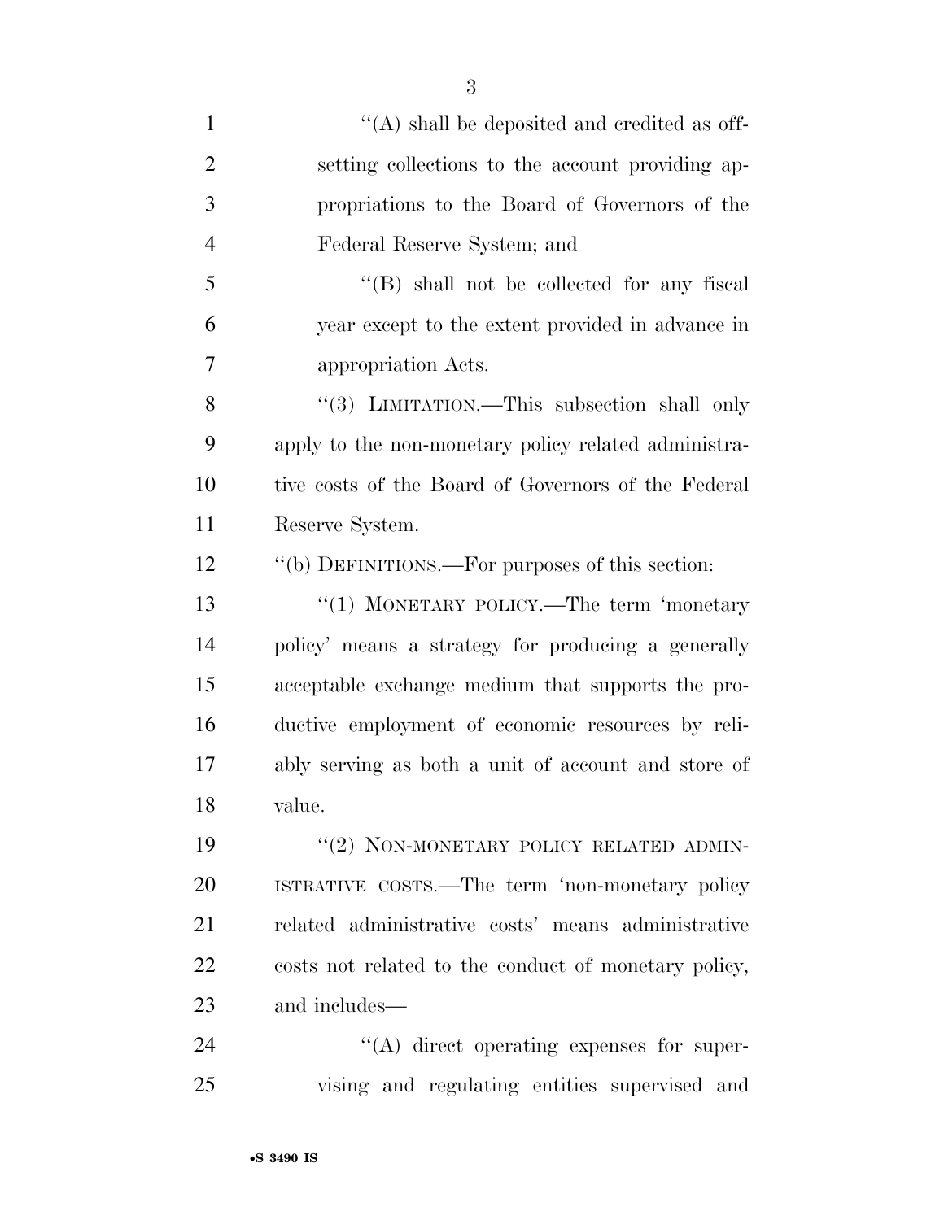''(A) shall be deposited and credited as offsetting collections to the account providing appropriations to the Board of Governors of the Federal Reserve System; and

''(B) shall not be collected for any fiscal year except to the extent provided in advance in appropriation Acts.

''(3) LIMITATION.—This subsection shall only apply to the non-monetary policy related administrative costs of the Board of Governors of the Federal Reserve System.

''(b) DEFINITIONS.—For purposes of this section:

''(1) MONETARY POLICY.—The term 'monetary policy' means a strategy for producing a generally acceptable exchange medium that supports the productive employment of economic resources by reliably serving as both a unit of account and store of value.

''(2) NON-MONETARY POLICY RELATED ADMINISTRATIVE COSTS.—The term 'non-monetary policy related administrative costs' means administrative costs not related to the conduct of monetary policy, and includes—

''(A) direct operating expenses for supervising and regulating entities supervised and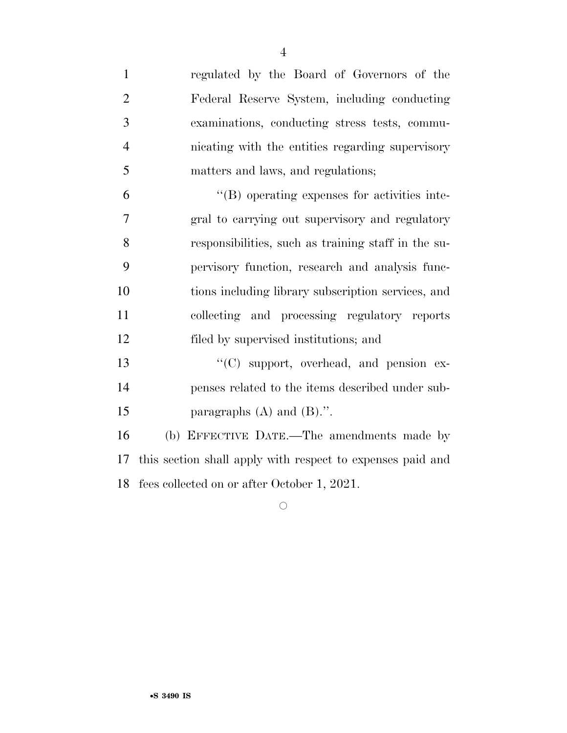regulated by the Board of Governors of the Federal Reserve System, including conducting examinations, conducting stress tests, communicating with the entities regarding supervisory matters and laws, and regulations;

"(B) operating expenses for activities integral to carrying out supervisory and regulatory responsibilities, such as training staff in the supervisory function, research and analysis functions including library subscription services, and collecting and processing regulatory reports filed by supervised institutions; and

"(C) support, overhead, and pension expenses related to the items described under subparagraphs (A) and (B).".

(b) EFFECTIVE DATE.—The amendments made by this section shall apply with respect to expenses paid and fees collected on or after October 1, 2021.

○